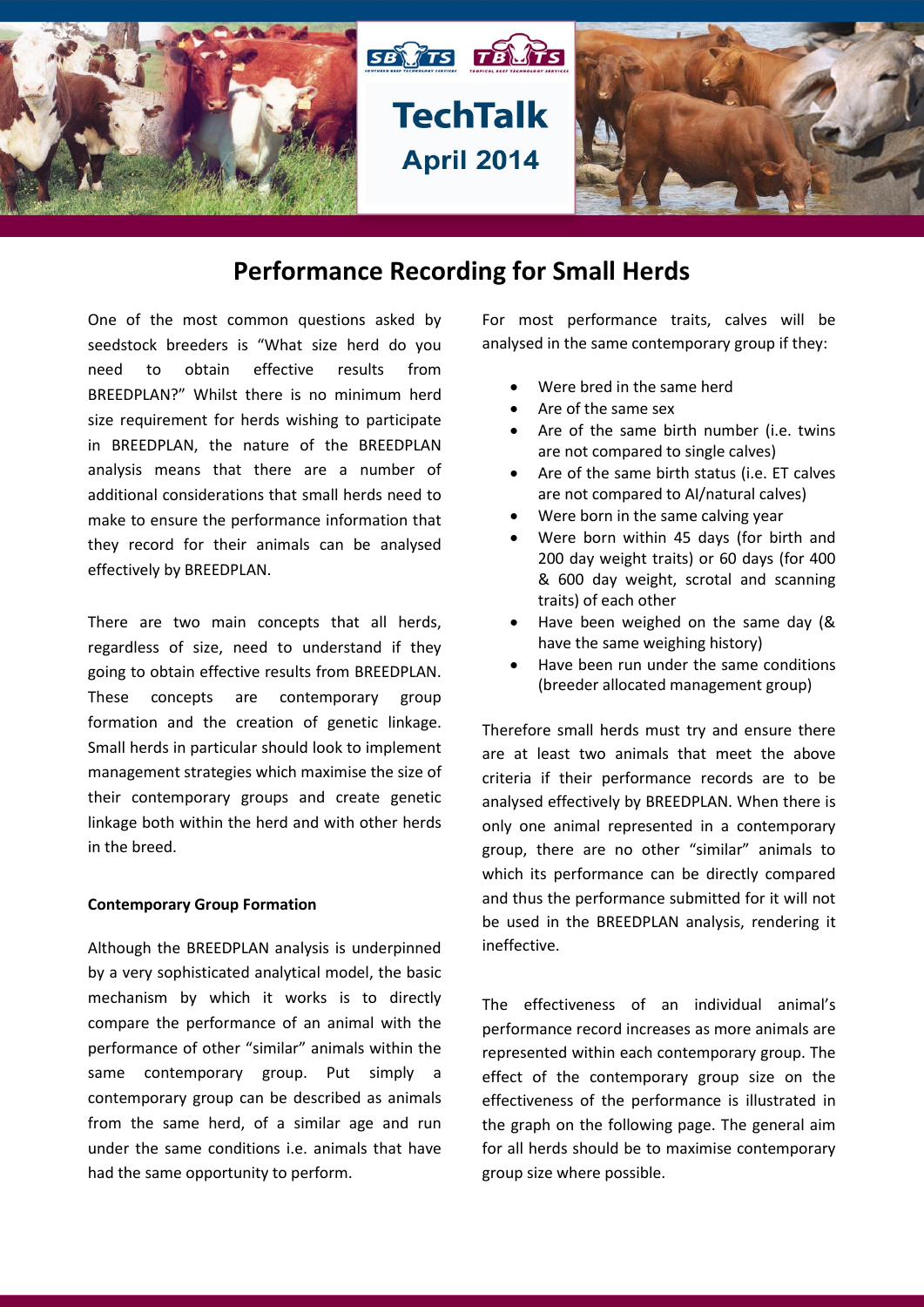# TechTalk

**April 2014**

## Performance Recording for Small Herds

One of the most common questions asked by seedstock breeders is "What size herd do you need to obtain effective results from BREEDPLAN?" Whilst there is no minimum herd size requirement for herds wishing to participate in BREEDPLAN, the nature of the BREEDPLAN analysis means that there are a number of additional considerations that small herds need to make to ensure the performance information that they record for their animals can be analysed effectively by BREEDPLAN.

There are two main concepts that all herds, regardless of size, need to understand if they going to obtain effective results from BREEDPLAN. These concepts are contemporary group formation and the creation of genetic linkage. Small herds in particular should look to implement management strategies which maximise the size of their contemporary groups and create genetic linkage both within the herd and with other herds in the breed.

**Contemporary Group Formation**

Although the BREEDPLAN analysis is underpinned by a very sophisticated analytical model, the basic mechanism by which it works is to directly compare the performance of an animal with the performance of other "similar" animals within the same contemporary group. Put simply a contemporary group can be described as animals from the same herd, of a similar age and run under the same conditions i.e. animals that have had the same opportunity to perform.

For most performance traits, calves will be analysed in the same contemporary group if they:

- Were bred in the same herd
- Are of the same sex
- Are of the same birth number (i.e. twins are not compared to single calves)
- Are of the same birth status (i.e. ET calves are not compared to AI/natural calves)
- Were born in the same calving year
- Were born within 45 days (for birth and 200 day weight traits) or 60 days (for 400 & 600 day weight, scrotal and scanning traits) of each other
- Have been weighed on the same day (& have the same weighing history)
- Have been run under the same conditions (breeder allocated management group)

Therefore small herds must try and ensure there are at least two animals that meet the above criteria if their performance records are to be analysed effectively by BREEDPLAN. When there is only one animal represented in a contemporary group, there are no other "similar" animals to which its performance can be directly compared and thus the performance submitted for it will not be used in the BREEDPLAN analysis, rendering it ineffective.

The effectiveness of an individual animal's performance record increases as more animals are represented within each contemporary group. The effect of the contemporary group size on the effectiveness of the performance is illustrated in the graph on the following page. The general aim for all herds should be to maximise contemporary group size where possible.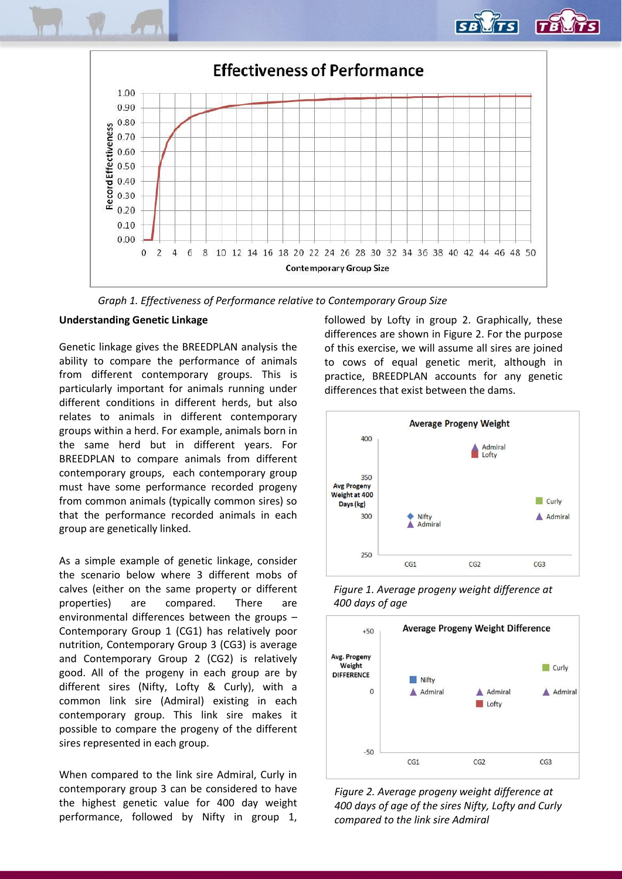Graph 1. *Effectiveness of Performance relative to Contemporary Group Size*

**Understanding Genetic Linkage**

Genetic linkage gives the BREEDPLAN analysis the ability to compare the performance of animals from different contemporary groups. This is particularly important for animals running under different conditions in different herds, but also relates to animals in different contemporary groups within a herd. For example, animals born in the same herd but in different years. For BREEDPLAN to compare animals from different contemporary groups, each contemporary group must have some performance recorded progeny from common animals (typically common sires) so that the performance recorded animals in each group are genetically linked.

As a simple example of genetic linkage, consider the scenario below where 3 different mobs of calves (either on the same property or different properties) are compared. There are environmental differences between the groups – Contemporary Group 1 (CG1) has relatively poor nutrition, Contemporary Group 3 (CG3) is average and Contemporary Group 2 (CG2) is relatively good. All of the progeny in each group are by different sires (Nifty, Lofty & Curly), with a common link sire (Admiral) existing in each contemporary group. This link sire makes it possible to compare the progeny of the different sires represented in each group.

When compared to the link sire Admiral, Curly in contemporary group 3 can be considered to have the highest genetic value for 400 day weight performance, followed by Nifty in group 1, followed by Lofty in group 2. Graphically, these differences are shown in Figure 2. For the purpose of this exercise, we will assume all sires are joined to cows of equal genetic merit, although in practice, BREEDPLAN accounts for any genetic differences that exist between the dams.

*Figure 1. Average progeny weight difference at 400 days of age*

*Figure 2. Average progeny weight difference at 400 days of age of the sires Nifty, Lofty and Curly compared to the link sire Admiral*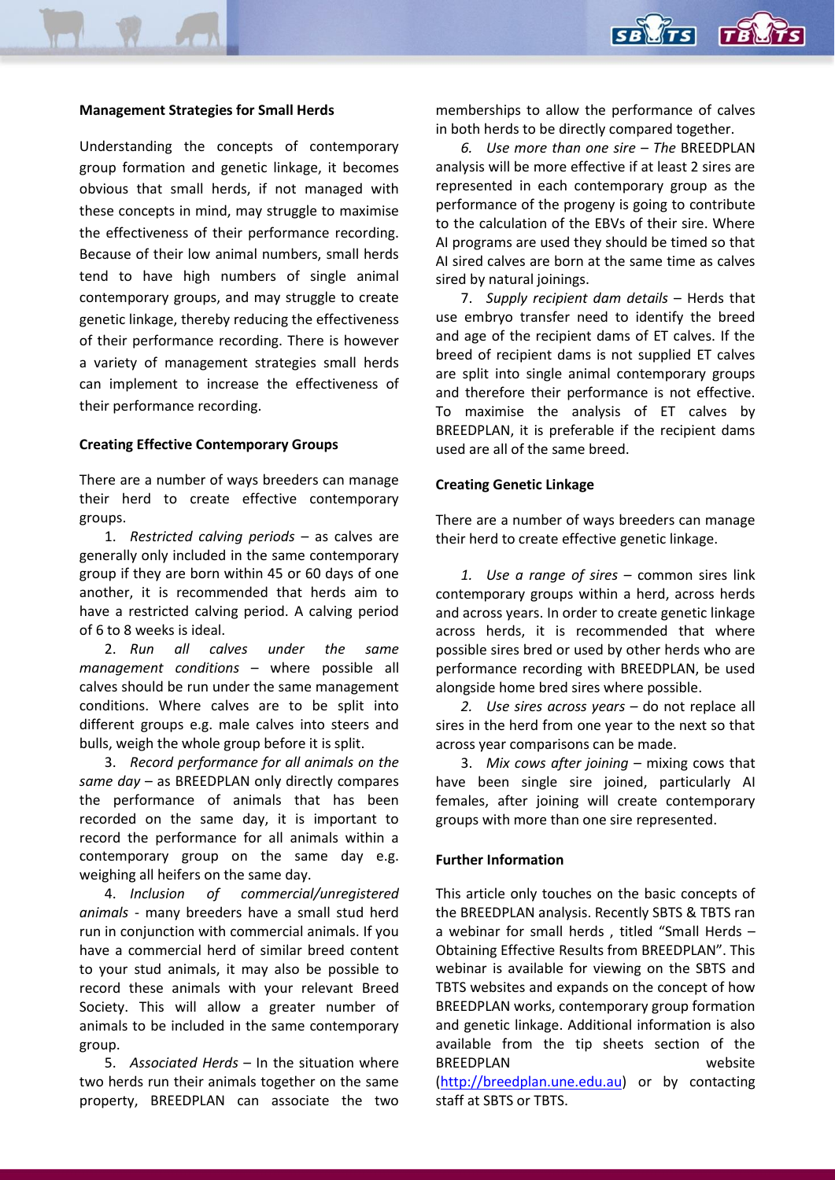**Management Strategies for Small Herds**

Understanding the concepts of contemporary group formation and genetic linkage, it becomes obvious that small herds, if not managed with these concepts in mind, may struggle to maximise the effectiveness of their performance recording. Because of their low animal numbers, small herds tend to have high numbers of single animal contemporary groups, and may struggle to create genetic linkage, thereby reducing the effectiveness of their performance recording. There is however a variety of management strategies small herds can implement to increase the effectiveness of their performance recording.

**Creating Effective Contemporary Groups**

There are a number of ways breeders can manage their herd to create effective contemporary groups.

1. *Restricted calving periods* – as calves are generally only included in the same contemporary group if they are born within 45 or 60 days of one another, it is recommended that herds aim to have a restricted calving period. A calving period of 6 to 8 weeks is ideal.
2. *Run all calves under the same management conditions* – where possible all calves should be run under the same management conditions. Where calves are to be split into different groups e.g. male calves into steers and bulls, weigh the whole group before it is split.
3. *Record performance for all animals on the same day* – as BREEDPLAN only directly compares the performance of animals that has been recorded on the same day, it is important to record the performance for all animals within a contemporary group on the same day e.g. weighing all heifers on the same day.
4. *Inclusion of commercial/unregistered animals* - many breeders have a small stud herd run in conjunction with commercial animals. If you have a commercial herd of similar breed content to your stud animals, it may also be possible to record these animals with your relevant Breed Society. This will allow a greater number of animals to be included in the same contemporary group.
5. *Associated Herds* – In the situation where two herds run their animals together on the same property, BREEDPLAN can associate the two memberships to allow the performance of calves in both herds to be directly compared together.
6. *Use more than one sire – The* BREEDPLAN analysis will be more effective if at least 2 sires are represented in each contemporary group as the performance of the progeny is going to contribute to the calculation of the EBVs of their sire. Where AI programs are used they should be timed so that AI sired calves are born at the same time as calves sired by natural joinings.
7. *Supply recipient dam details* – Herds that use embryo transfer need to identify the breed and age of the recipient dams of ET calves. If the breed of recipient dams is not supplied ET calves are split into single animal contemporary groups and therefore their performance is not effective. To maximise the analysis of ET calves by BREEDPLAN, it is preferable if the recipient dams used are all of the same breed.

**Creating Genetic Linkage**

There are a number of ways breeders can manage their herd to create effective genetic linkage.

1. *Use a range of sires* – common sires link contemporary groups within a herd, across herds and across years. In order to create genetic linkage across herds, it is recommended that where possible sires bred or used by other herds who are performance recording with BREEDPLAN, be used alongside home bred sires where possible.
2. *Use sires across years* – do not replace all sires in the herd from one year to the next so that across year comparisons can be made.
3. *Mix cows after joining* – mixing cows that have been single sire joined, particularly AI females, after joining will create contemporary groups with more than one sire represented.

**Further Information**

This article only touches on the basic concepts of the BREEDPLAN analysis. Recently SBTS & TBTS ran a webinar for small herds , titled "Small Herds – Obtaining Effective Results from BREEDPLAN". This webinar is available for viewing on the SBTS and TBTS websites and expands on the concept of how BREEDPLAN works, contemporary group formation and genetic linkage. Additional information is also available from the tip sheets section of the BREEDPLAN website (http://breedplan.une.edu.au) or by contacting staff at SBTS or TBTS.